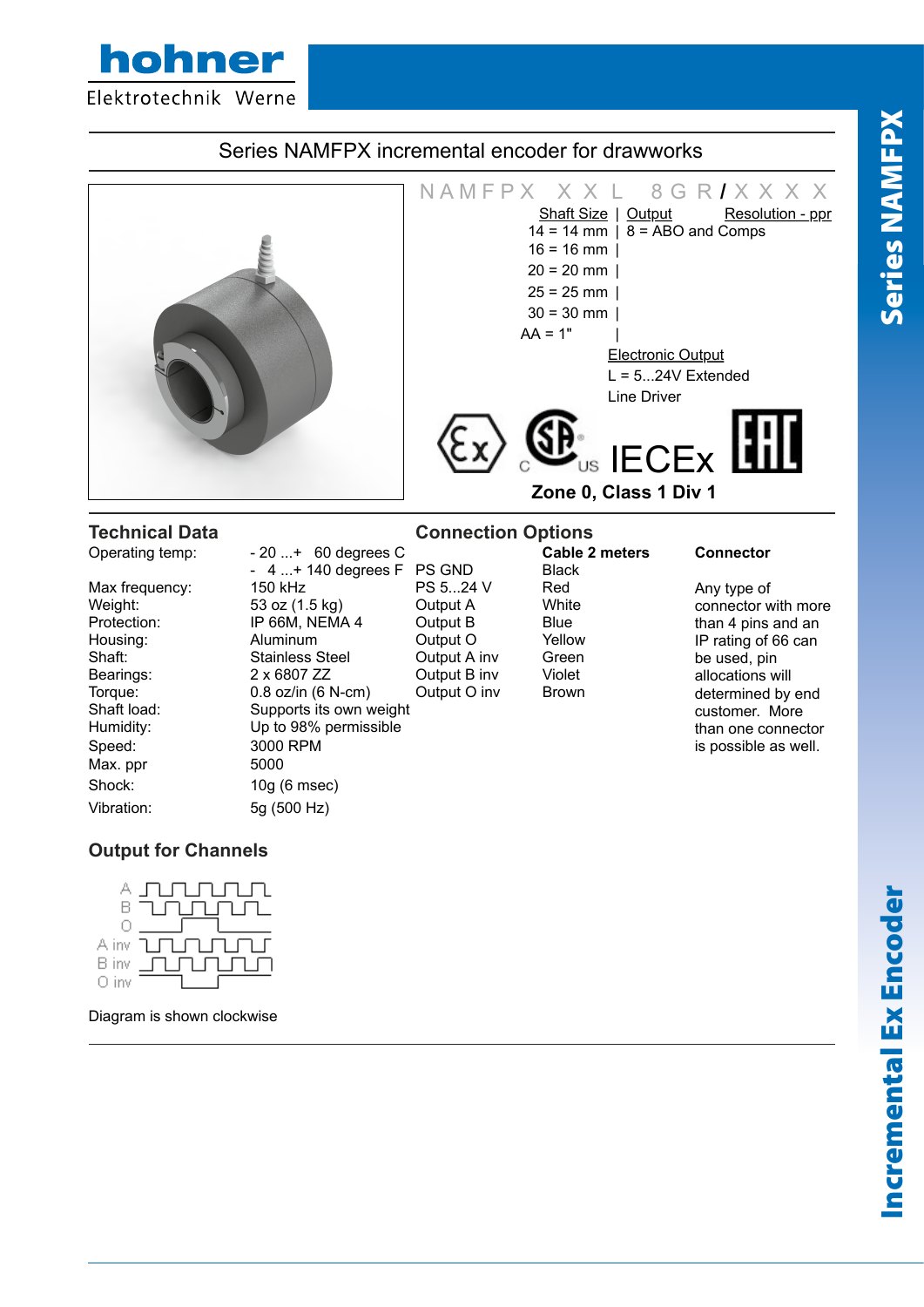hohner

Elektrotechnik Werne

# Series NAMFPX incremental encoder for drawworks

NAMFPX XX L 8GR / XXXX

| Shaft Size | Output | Resolution - ppr |
|---|---|---|
| 14 = 14 mm | 8 = ABO and Comps | |
| 16 = 16 mm | | |
| 20 = 20 mm | | |
| 25 = 25 mm | | |
| 30 = 30 mm | | |
| AA = 1" | | |

Electronic Output

L = 5...24V Extended Line Driver

IECEx

**Zone 0, Class 1 Div 1**

## Technical Data

| | |
|---|---|
| Operating temp: | - 20 ...+ 60 degrees C<br>- 4 ...+ 140 degrees F |
| Max frequency: | 150 kHz |
| Weight: | 53 oz (1.5 kg) |
| Protection: | IP 66M, NEMA 4 |
| Housing: | Aluminum |
| Shaft: | Stainless Steel |
| Bearings: | 2 x 6807 ZZ |
| Torque: | 0.8 oz/in (6 N-cm) |
| Shaft load: | Supports its own weight |
| Humidity: | Up to 98% permissible |
| Speed: | 3000 RPM |
| Max. ppr | 5000 |
| Shock: | 10g (6 msec) |
| Vibration: | 5g (500 Hz) |

## Connection Options

| | Cable 2 meters |
|---|---|
| PS GND | Black |
| PS 5...24 V | Red |
| Output A | White |
| Output B | Blue |
| Output O | Yellow |
| Output A inv | Green |
| Output B inv | Violet |
| Output O inv | Brown |

**Connector**

Any type of connector with more than 4 pins and an IP rating of 66 can be used, pin allocations will determined by end customer. More than one connector is possible as well.

## Output for Channels

A, B, O, A inv, B inv, O inv

Diagram is shown clockwise

Series NAMFPX

Incremental Ex Encoder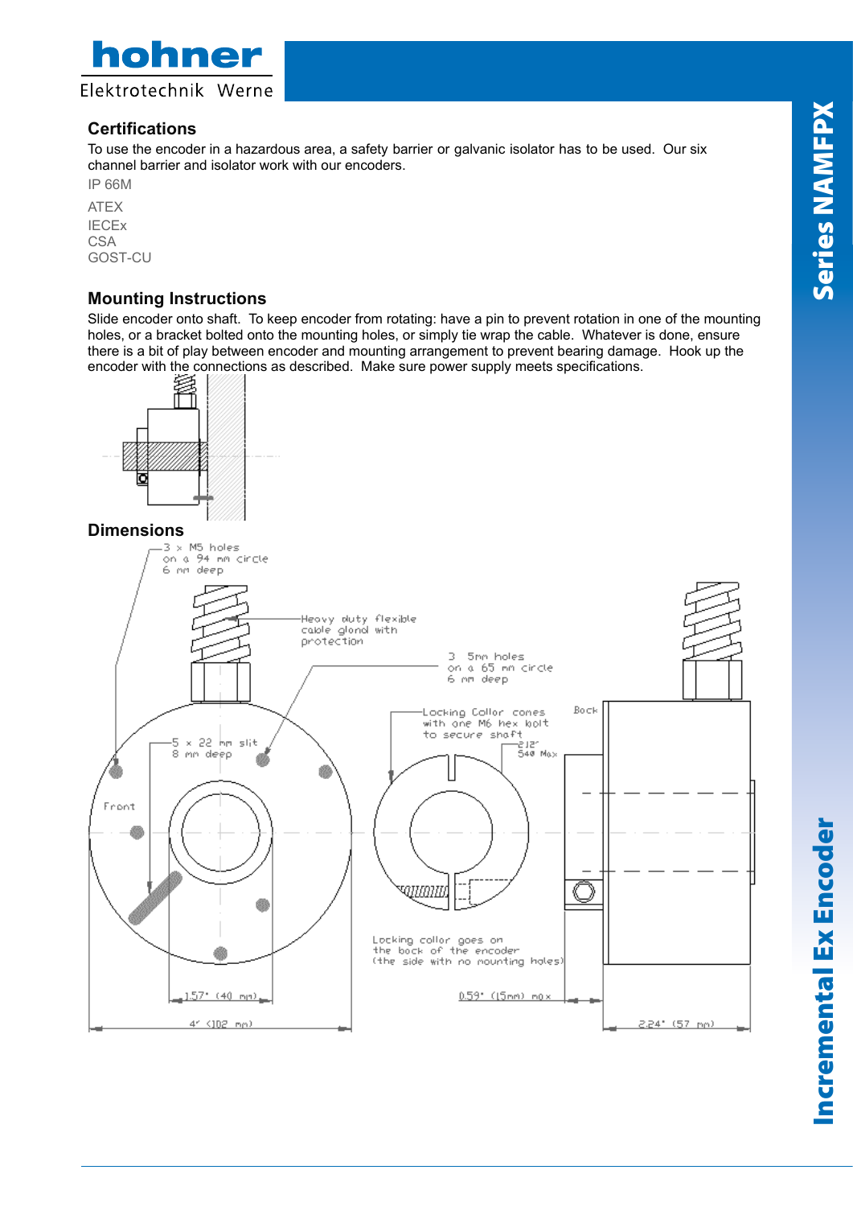## Certifications

To use the encoder in a hazardous area, a safety barrier or galvanic isolator has to be used. Our six channel barrier and isolator work with our encoders.

IP 66M

ATEX
IECEx
CSA
GOST-CU

## Mounting Instructions

Slide encoder onto shaft. To keep encoder from rotating: have a pin to prevent rotation in one of the mounting holes, or a bracket bolted onto the mounting holes, or simply tie wrap the cable. Whatever is done, ensure there is a bit of play between encoder and mounting arrangement to prevent bearing damage. Hook up the encoder with the connections as described. Make sure power supply meets specifications.

## Dimensions

3 x M5 holes
on a 94 mm circle
6 mm deep

Heavy duty flexible
cable gland with
protection

3 5mm holes
on a 65 mm circle
6 mm deep

Locking Collar comes
with one M6 hex bolt
to secure shaft

Back

5 x 22 mm slit
8 mm deep

.212"
.540 Max

Front

Locking collar goes on
the back of the encoder
(the side with no mounting holes)

1.57" (40 mm)

4" (102 mm)

0.59" (15mm) max

2.24" (57 mm)